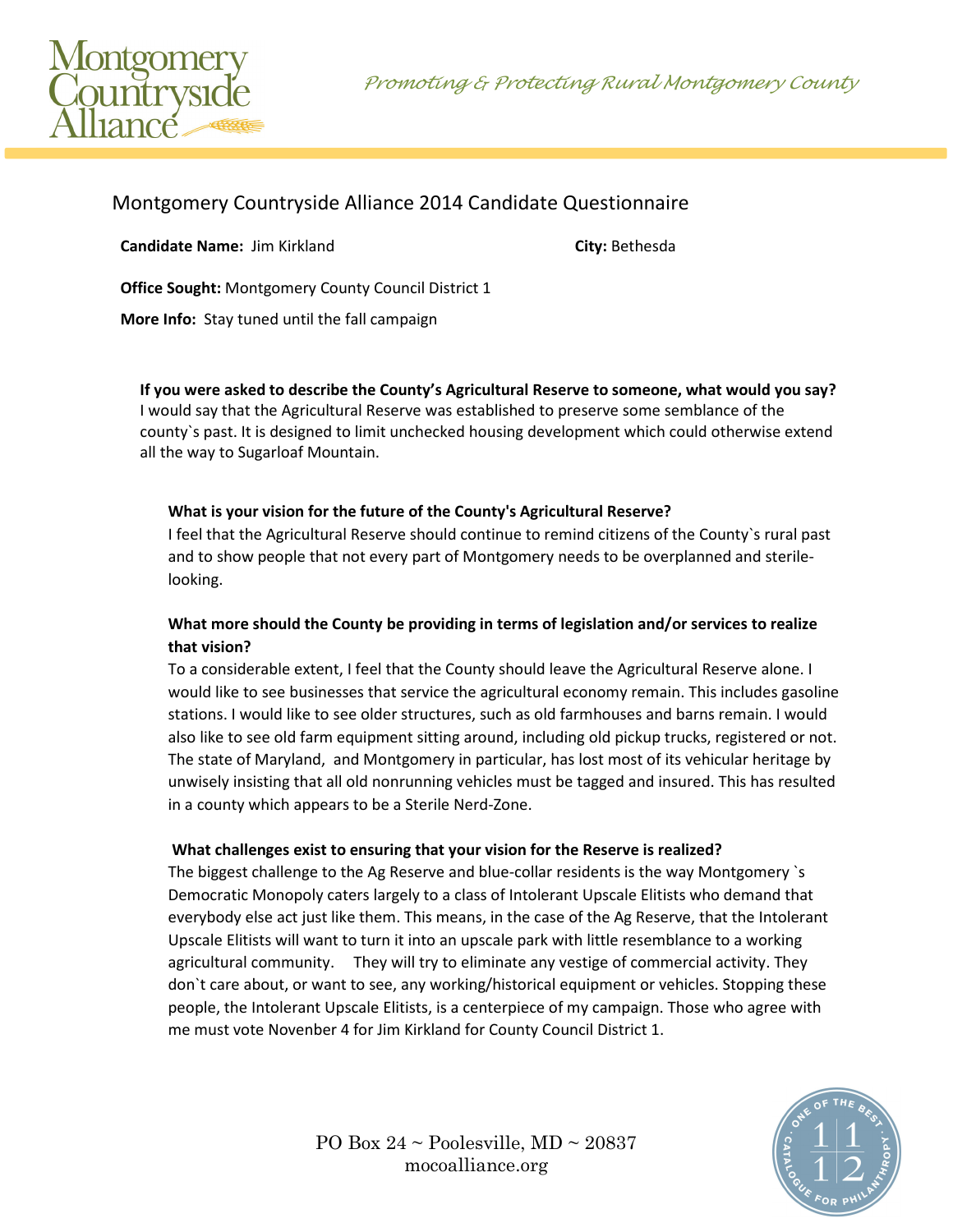Montgomery Countryside Alliance

*Promoting & Protecting Rural Montgomery County*

## Montgomery Countryside Alliance 2014 Candidate Questionnaire

**Candidate Name:** Jim Kirkland **City:** Bethesda

**Office Sought:** Montgomery County Council District 1

**More Info:** Stay tuned until the fall campaign

**If you were asked to describe the County's Agricultural Reserve to someone, what would you say?**
I would say that the Agricultural Reserve was established to preserve some semblance of the county`s past. It is designed to limit unchecked housing development which could otherwise extend all the way to Sugarloaf Mountain.

**What is your vision for the future of the County's Agricultural Reserve?**
I feel that the Agricultural Reserve should continue to remind citizens of the County`s rural past and to show people that not every part of Montgomery needs to be overplanned and sterile-looking.

**What more should the County be providing in terms of legislation and/or services to realize that vision?**
To a considerable extent, I feel that the County should leave the Agricultural Reserve alone. I would like to see businesses that service the agricultural economy remain. This includes gasoline stations. I would like to see older structures, such as old farmhouses and barns remain. I would also like to see old farm equipment sitting around, including old pickup trucks, registered or not. The state of Maryland, and Montgomery in particular, has lost most of its vehicular heritage by unwisely insisting that all old nonrunning vehicles must be tagged and insured. This has resulted in a county which appears to be a Sterile Nerd-Zone.

**What challenges exist to ensuring that your vision for the Reserve is realized?**
The biggest challenge to the Ag Reserve and blue-collar residents is the way Montgomery `s Democratic Monopoly caters largely to a class of Intolerant Upscale Elitists who demand that everybody else act just like them. This means, in the case of the Ag Reserve, that the Intolerant Upscale Elitists will want to turn it into an upscale park with little resemblance to a working agricultural community. They will try to eliminate any vestige of commercial activity. They don`t care about, or want to see, any working/historical equipment or vehicles. Stopping these people, the Intolerant Upscale Elitists, is a centerpiece of my campaign. Those who agree with me must vote Novenber 4 for Jim Kirkland for County Council District 1.

PO Box 24 ~ Poolesville, MD ~ 20837
mocoalliance.org

One of the Best · Catalogue for Philanthropy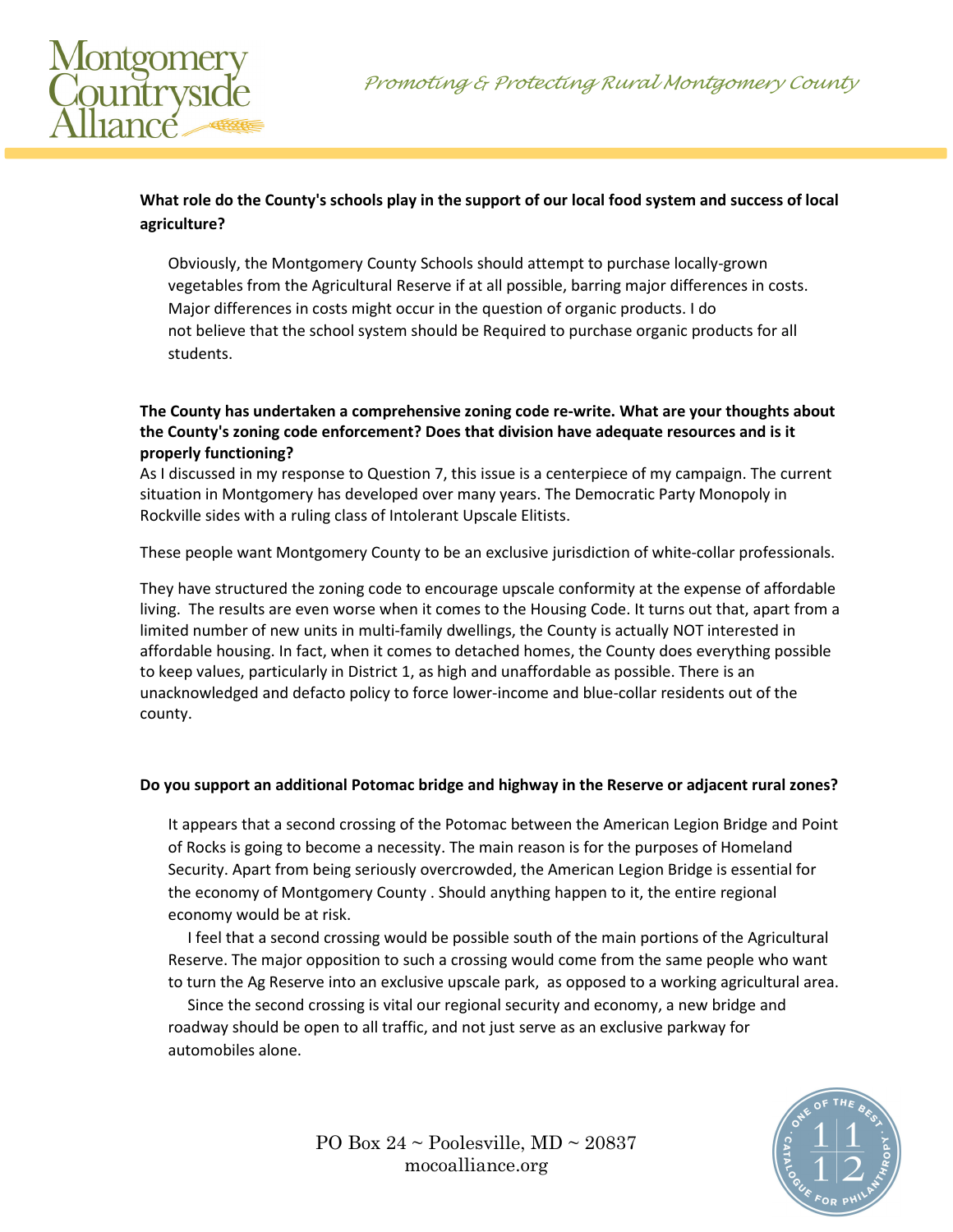**What role do the County's schools play in the support of our local food system and success of local agriculture?**

Obviously, the Montgomery County Schools should attempt to purchase locally-grown vegetables from the Agricultural Reserve if at all possible, barring major differences in costs. Major differences in costs might occur in the question of organic products. I do not believe that the school system should be Required to purchase organic products for all students.

**The County has undertaken a comprehensive zoning code re-write. What are your thoughts about the County's zoning code enforcement? Does that division have adequate resources and is it properly functioning?**

As I discussed in my response to Question 7, this issue is a centerpiece of my campaign. The current situation in Montgomery has developed over many years. The Democratic Party Monopoly in Rockville sides with a ruling class of Intolerant Upscale Elitists.

These people want Montgomery County to be an exclusive jurisdiction of white-collar professionals.

They have structured the zoning code to encourage upscale conformity at the expense of affordable living. The results are even worse when it comes to the Housing Code. It turns out that, apart from a limited number of new units in multi-family dwellings, the County is actually NOT interested in affordable housing. In fact, when it comes to detached homes, the County does everything possible to keep values, particularly in District 1, as high and unaffordable as possible. There is an unacknowledged and defacto policy to force lower-income and blue-collar residents out of the county.

**Do you support an additional Potomac bridge and highway in the Reserve or adjacent rural zones?**

It appears that a second crossing of the Potomac between the American Legion Bridge and Point of Rocks is going to become a necessity. The main reason is for the purposes of Homeland Security. Apart from being seriously overcrowded, the American Legion Bridge is essential for the economy of Montgomery County . Should anything happen to it, the entire regional economy would be at risk.

I feel that a second crossing would be possible south of the main portions of the Agricultural Reserve. The major opposition to such a crossing would come from the same people who want to turn the Ag Reserve into an exclusive upscale park, as opposed to a working agricultural area.

Since the second crossing is vital our regional security and economy, a new bridge and roadway should be open to all traffic, and not just serve as an exclusive parkway for automobiles alone.